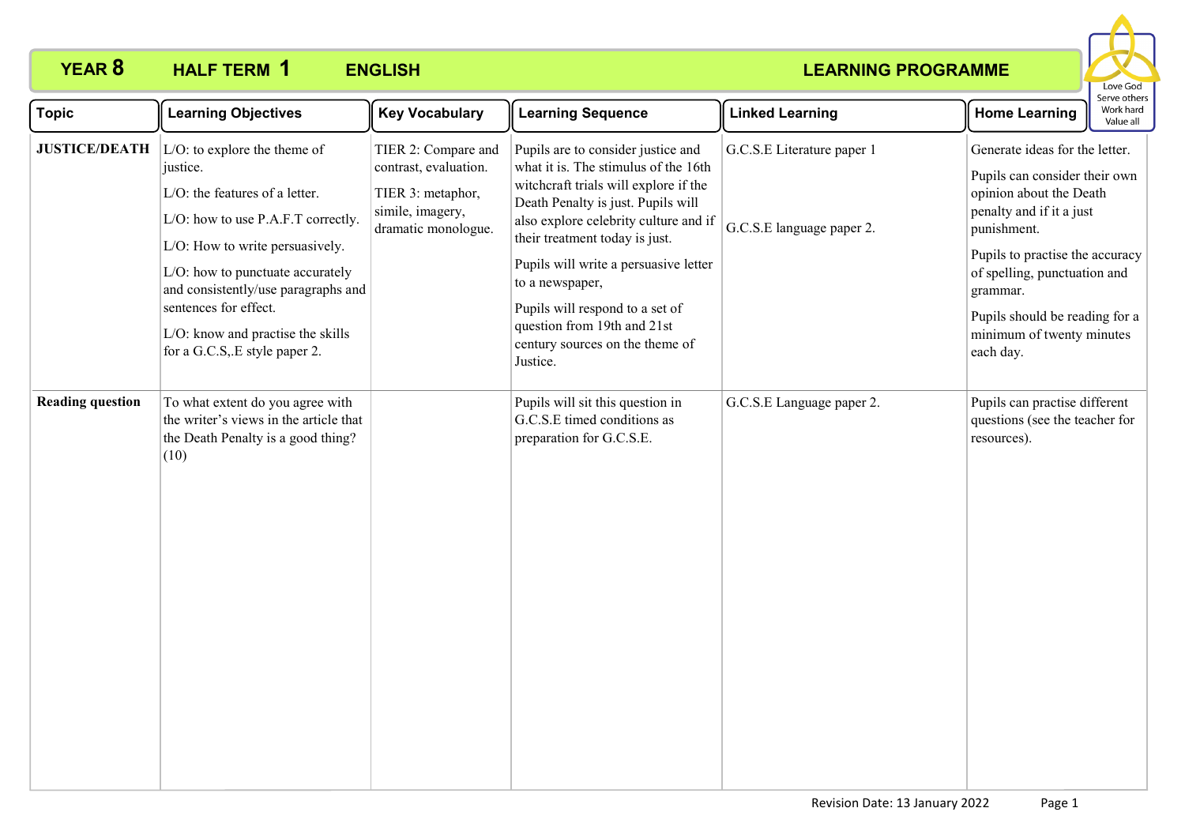# YEAR 8 HALF TERM 1 ENGLISH LEARNING PROGRAMME

Love God
Serve others
Work hard
Value all

| Topic | Learning Objectives | Key Vocabulary | Learning Sequence | Linked Learning | Home Learning |
|---|---|---|---|---|---|
| **JUSTICE/DEATH** | L/O: to explore the theme of justice.<br><br>L/O: the features of a letter.<br><br>L/O: how to use P.A.F.T correctly.<br><br>L/O: How to write persuasively.<br><br>L/O: how to punctuate accurately and consistently/use paragraphs and sentences for effect.<br><br>L/O: know and practise the skills for a G.C.S,.E style paper 2. | TIER 2: Compare and contrast, evaluation.<br><br>TIER 3: metaphor, simile, imagery, dramatic monologue. | Pupils are to consider justice and what it is. The stimulus of the 16th witchcraft trials will explore if the Death Penalty is just. Pupils will also explore celebrity culture and if their treatment today is just.<br><br>Pupils will write a persuasive letter to a newspaper,<br><br>Pupils will respond to a set of question from 19th and 21st century sources on the theme of Justice. | G.C.S.E Literature paper 1<br><br>G.C.S.E language paper 2. | Generate ideas for the letter.<br><br>Pupils can consider their own opinion about the Death penalty and if it a just punishment.<br><br>Pupils to practise the accuracy of spelling, punctuation and grammar.<br><br>Pupils should be reading for a minimum of twenty minutes each day. |
| **Reading question** | To what extent do you agree with the writer's views in the article that the Death Penalty is a good thing? (10) | | Pupils will sit this question in G.C.S.E timed conditions as preparation for G.C.S.E. | G.C.S.E Language paper 2. | Pupils can practise different questions (see the teacher for resources). |

Revision Date: 13 January 2022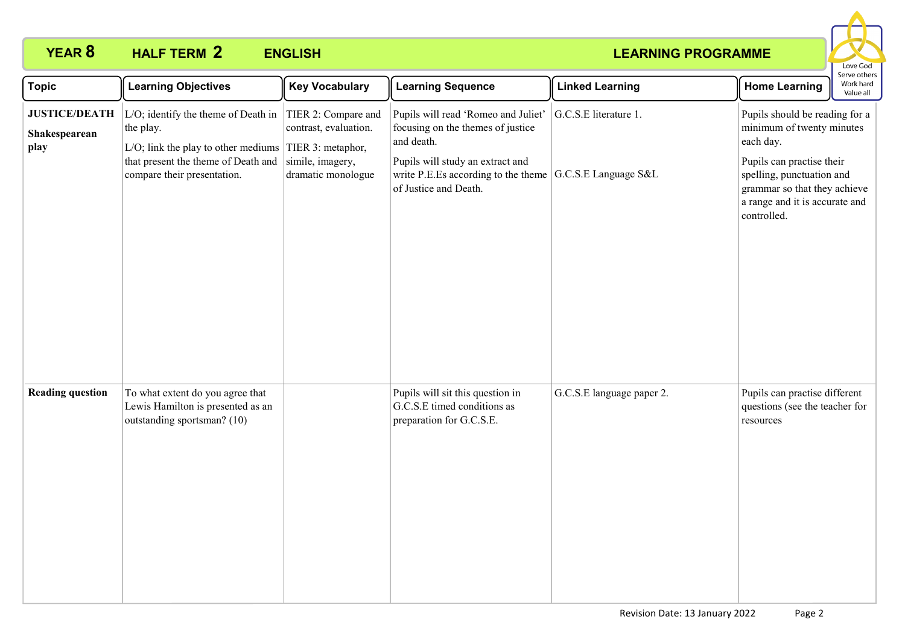# YEAR 8 HALF TERM 2 ENGLISH LEARNING PROGRAMME

Love God
Serve others
Work hard
Value all

| Topic | Learning Objectives | Key Vocabulary | Learning Sequence | Linked Learning | Home Learning |
|---|---|---|---|---|---|
| **JUSTICE/DEATH** **Shakespearean play** | L/O; identify the theme of Death in the play. L/O; link the play to other mediums that present the theme of Death and compare their presentation. | TIER 2: Compare and contrast, evaluation. TIER 3: metaphor, simile, imagery, dramatic monologue | Pupils will read 'Romeo and Juliet' focusing on the themes of justice and death. Pupils will study an extract and write P.E.Es according to the theme of Justice and Death. | G.C.S.E literature 1. G.C.S.E Language S&L | Pupils should be reading for a minimum of twenty minutes each day. Pupils can practise their spelling, punctuation and grammar so that they achieve a range and it is accurate and controlled. |
| **Reading question** | To what extent do you agree that Lewis Hamilton is presented as an outstanding sportsman? (10) | | Pupils will sit this question in G.C.S.E timed conditions as preparation for G.C.S.E. | G.C.S.E language paper 2. | Pupils can practise different questions (see the teacher for resources |

Revision Date: 13 January 2022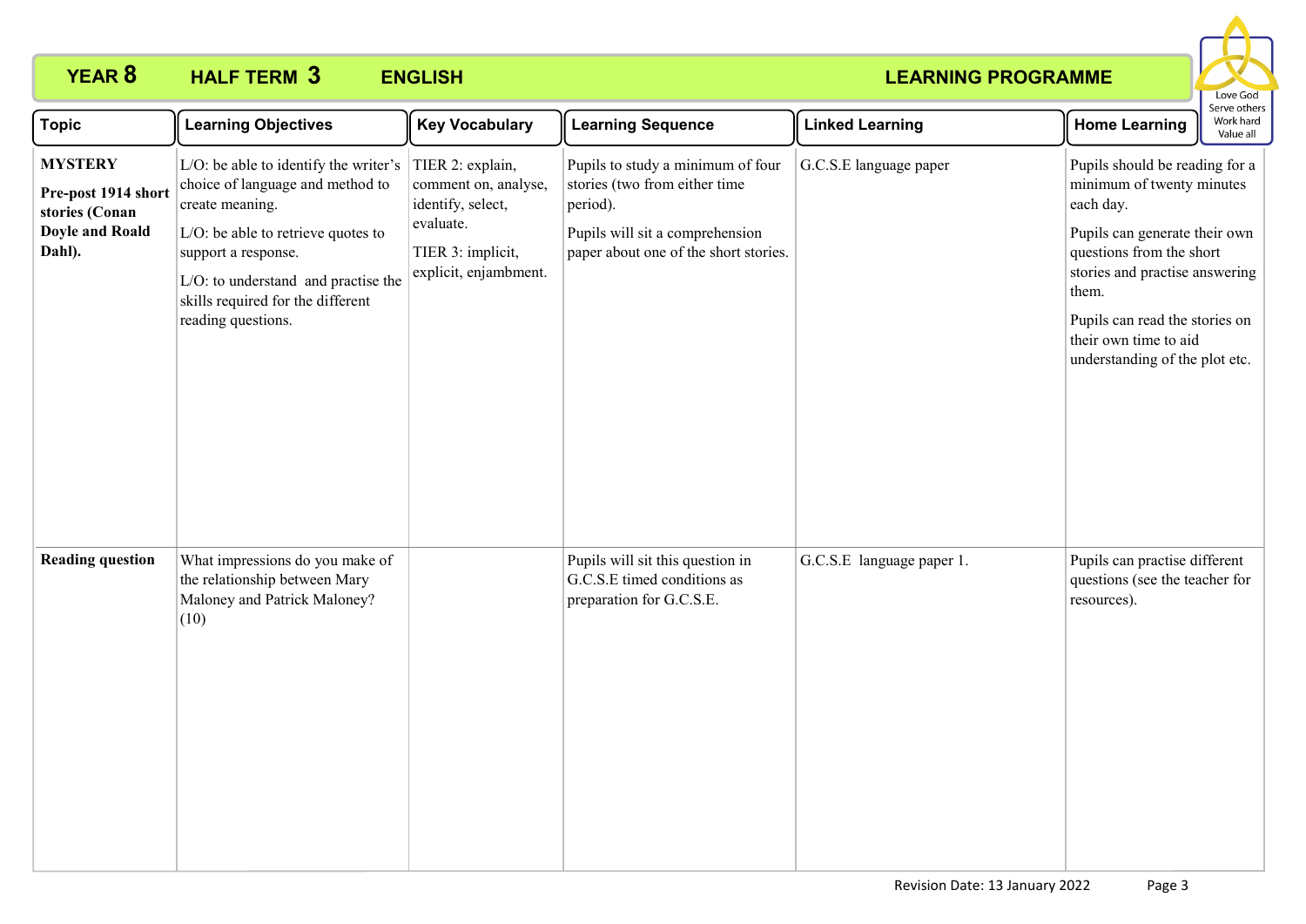# YEAR 8 HALF TERM 3 ENGLISH LEARNING PROGRAMME

Love God
Serve others
Work hard
Value all

| Topic | Learning Objectives | Key Vocabulary | Learning Sequence | Linked Learning | Home Learning |
|---|---|---|---|---|---|
| **MYSTERY**<br>**Pre-post 1914 short stories (Conan Doyle and Roald Dahl).** | L/O: be able to identify the writer's choice of language and method to create meaning.<br>L/O: be able to retrieve quotes to support a response.<br>L/O: to understand and practise the skills required for the different reading questions. | TIER 2: explain, comment on, analyse, identify, select, evaluate.<br>TIER 3: implicit, explicit, enjambment. | Pupils to study a minimum of four stories (two from either time period).<br>Pupils will sit a comprehension paper about one of the short stories. | G.C.S.E language paper | Pupils should be reading for a minimum of twenty minutes each day.<br>Pupils can generate their own questions from the short stories and practise answering them.<br>Pupils can read the stories on their own time to aid understanding of the plot etc. |
| **Reading question** | What impressions do you make of the relationship between Mary Maloney and Patrick Maloney? (10) | | Pupils will sit this question in G.C.S.E timed conditions as preparation for G.C.S.E. | G.C.S.E language paper 1. | Pupils can practise different questions (see the teacher for resources). |

Revision Date: 13 January 2022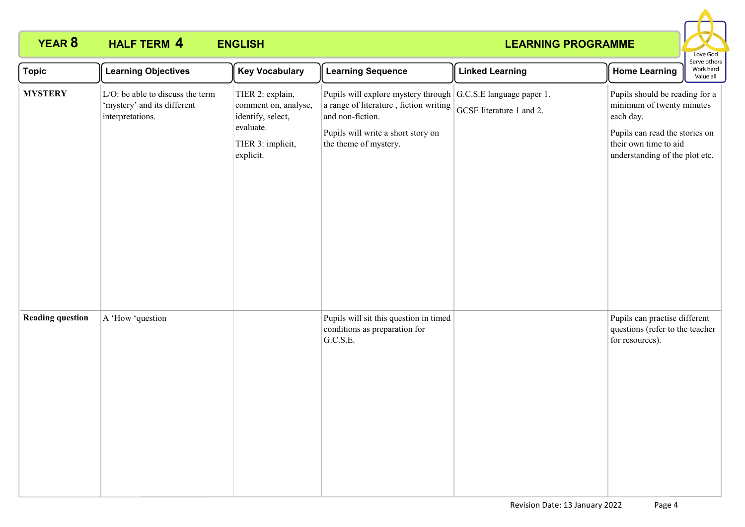**YEAR 8 HALF TERM 4 ENGLISH LEARNING PROGRAMME**

Love God
Serve others
Work hard
Value all

| Topic | Learning Objectives | Key Vocabulary | Learning Sequence | Linked Learning | Home Learning |
|---|---|---|---|---|---|
| **MYSTERY** | L/O: be able to discuss the term 'mystery' and its different interpretations. | TIER 2: explain, comment on, analyse, identify, select, evaluate.<br><br>TIER 3: implicit, explicit. | Pupils will explore mystery through a range of literature , fiction writing and non-fiction.<br><br>Pupils will write a short story on the theme of mystery. | G.C.S.E language paper 1.<br><br>GCSE literature 1 and 2. | Pupils should be reading for a minimum of twenty minutes each day.<br><br>Pupils can read the stories on their own time to aid understanding of the plot etc. |
| **Reading question** | A 'How 'question | | Pupils will sit this question in timed conditions as preparation for G.C.S.E. | | Pupils can practise different questions (refer to the teacher for resources). |

Revision Date: 13 January 2022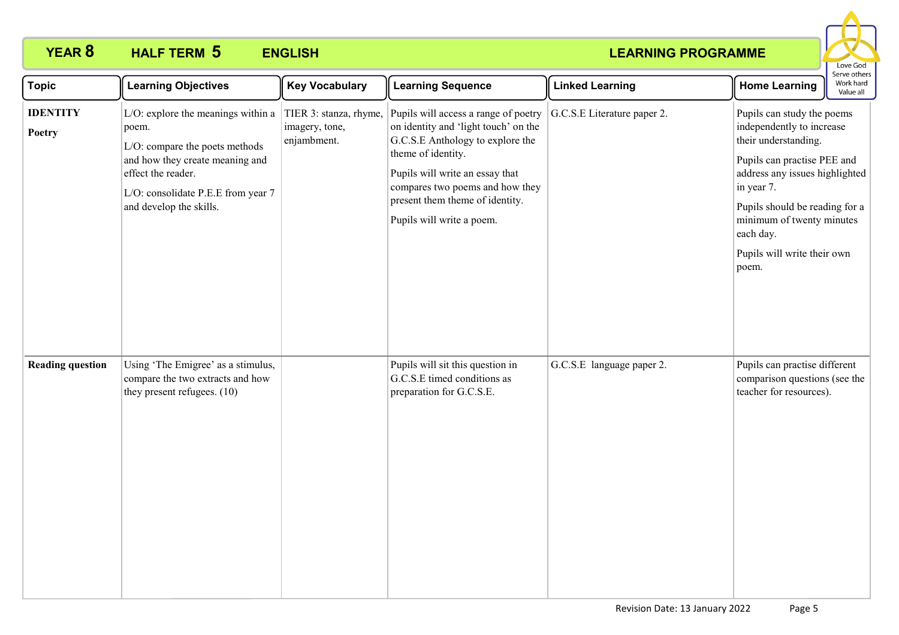# YEAR 8 HALF TERM 5 ENGLISH LEARNING PROGRAMME

Love God
Serve others
Work hard
Value all

| Topic | Learning Objectives | Key Vocabulary | Learning Sequence | Linked Learning | Home Learning |
|---|---|---|---|---|---|
| **IDENTITY**<br><br>**Poetry** | L/O: explore the meanings within a poem.<br><br>L/O: compare the poets methods and how they create meaning and effect the reader.<br><br>L/O: consolidate P.E.E from year 7 and develop the skills. | TIER 3: stanza, rhyme, imagery, tone, enjambment. | Pupils will access a range of poetry on identity and 'light touch' on the G.C.S.E Anthology to explore the theme of identity.<br><br>Pupils will write an essay that compares two poems and how they present them theme of identity.<br><br>Pupils will write a poem. | G.C.S.E Literature paper 2. | Pupils can study the poems independently to increase their understanding.<br><br>Pupils can practise PEE and address any issues highlighted in year 7.<br><br>Pupils should be reading for a minimum of twenty minutes each day.<br><br>Pupils will write their own poem. |
| **Reading question** | Using 'The Emigree' as a stimulus, compare the two extracts and how they present refugees. (10) | | Pupils will sit this question in G.C.S.E timed conditions as preparation for G.C.S.E. | G.C.S.E language paper 2. | Pupils can practise different comparison questions (see the teacher for resources). |

Revision Date: 13 January 2022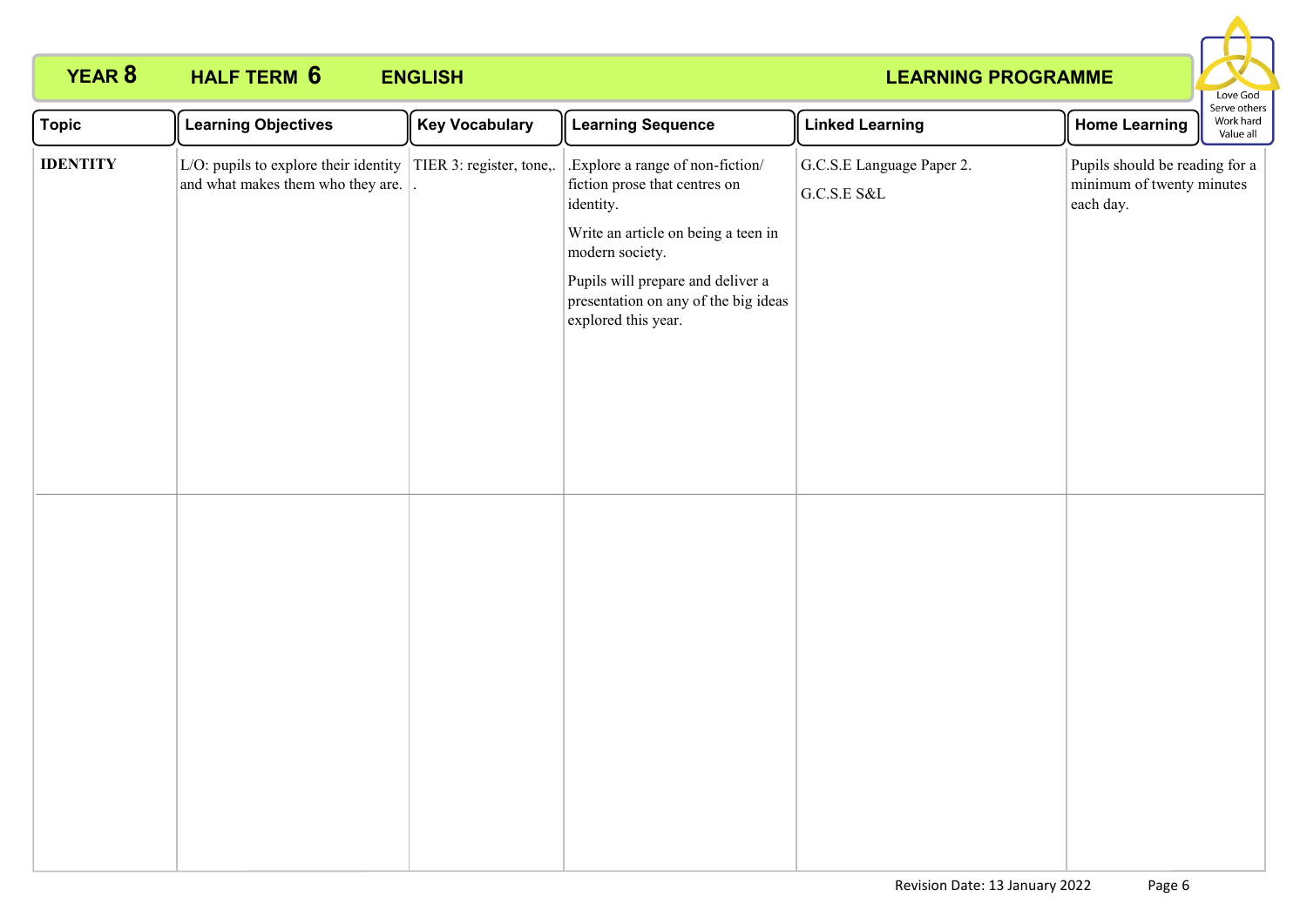YEAR 8 HALF TERM 6 ENGLISH LEARNING PROGRAMME

Love God
Serve others
Work hard
Value all

| Topic | Learning Objectives | Key Vocabulary | Learning Sequence | Linked Learning | Home Learning |
|---|---|---|---|---|---|
| **IDENTITY** | L/O: pupils to explore their identity and what makes them who they are. | TIER 3: register, tone,. . | .Explore a range of non-fiction/ fiction prose that centres on identity.<br><br>Write an article on being a teen in modern society.<br><br>Pupils will prepare and deliver a presentation on any of the big ideas explored this year. | G.C.S.E Language Paper 2.<br><br>G.C.S.E S&L | Pupils should be reading for a minimum of twenty minutes each day. |
| | | | | | |

Revision Date: 13 January 2022